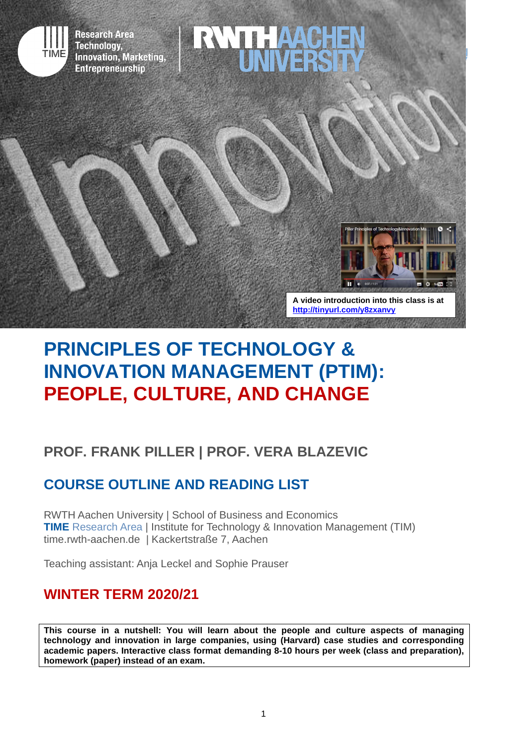Research Area Technology, Innovation, Marketing, Entrepreneurship

RWTH AACHEN UNIVERSITY

A video introduction into this class is at **http://tinyurl.com/y8zxanvy**

# PRINCIPLES OF TECHNOLOGY & INNOVATION MANAGEMENT (PTIM): PEOPLE, CULTURE, AND CHANGE

## PROF. FRANK PILLER | PROF. VERA BLAZEVIC

## COURSE OUTLINE AND READING LIST

RWTH Aachen University | School of Business and Economics
**TIME** Research Area | Institute for Technology & Innovation Management (TIM)
time.rwth-aachen.de | Kackertstraße 7, Aachen

Teaching assistant: Anja Leckel and Sophie Prauser

## WINTER TERM 2020/21

**This course in a nutshell: You will learn about the people and culture aspects of managing technology and innovation in large companies, using (Harvard) case studies and corresponding academic papers. Interactive class format demanding 8-10 hours per week (class and preparation), homework (paper) instead of an exam.**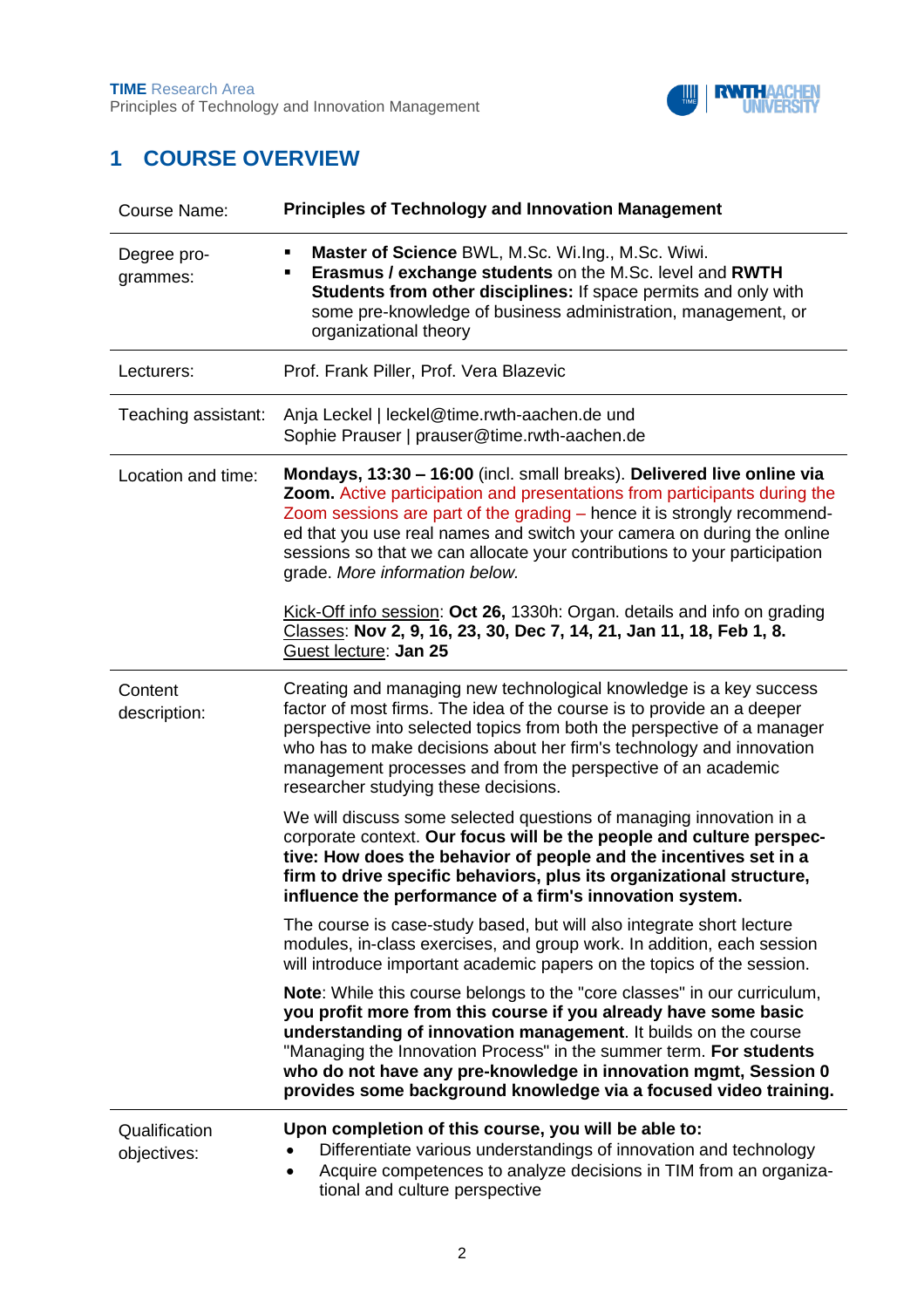# 1 COURSE OVERVIEW

| | |
|---|---|
| Course Name: | **Principles of Technology and Innovation Management** |
| Degree programmes: | ▪ **Master of Science** BWL, M.Sc. Wi.Ing., M.Sc. Wiwi.<br>▪ **Erasmus / exchange students** on the M.Sc. level and **RWTH Students from other disciplines:** If space permits and only with some pre-knowledge of business administration, management, or organizational theory |
| Lecturers: | Prof. Frank Piller, Prof. Vera Blazevic |
| Teaching assistant: | Anja Leckel \| leckel@time.rwth-aachen.de und<br>Sophie Prauser \| prauser@time.rwth-aachen.de |
| Location and time: | **Mondays, 13:30 – 16:00** (incl. small breaks). **Delivered live online via Zoom.** Active participation and presentations from participants during the Zoom sessions are part of the grading – hence it is strongly recommended that you use real names and switch your camera on during the online sessions so that we can allocate your contributions to your participation grade. *More information below.*<br><br>Kick-Off info session: **Oct 26,** 1330h: Organ. details and info on grading<br>Classes: **Nov 2, 9, 16, 23, 30, Dec 7, 14, 21, Jan 11, 18, Feb 1, 8.**<br>Guest lecture: **Jan 25** |
| Content description: | Creating and managing new technological knowledge is a key success factor of most firms. The idea of the course is to provide an a deeper perspective into selected topics from both the perspective of a manager who has to make decisions about her firm's technology and innovation management processes and from the perspective of an academic researcher studying these decisions.<br><br>We will discuss some selected questions of managing innovation in a corporate context. **Our focus will be the people and culture perspective: How does the behavior of people and the incentives set in a firm to drive specific behaviors, plus its organizational structure, influence the performance of a firm's innovation system.**<br><br>The course is case-study based, but will also integrate short lecture modules, in-class exercises, and group work. In addition, each session will introduce important academic papers on the topics of the session.<br><br>**Note**: While this course belongs to the "core classes" in our curriculum, **you profit more from this course if you already have some basic understanding of innovation management**. It builds on the course "Managing the Innovation Process" in the summer term. **For students who do not have any pre-knowledge in innovation mgmt, Session 0 provides some background knowledge via a focused video training.** |
| Qualification objectives: | **Upon completion of this course, you will be able to:**<br>• Differentiate various understandings of innovation and technology<br>• Acquire competences to analyze decisions in TIM from an organizational and culture perspective |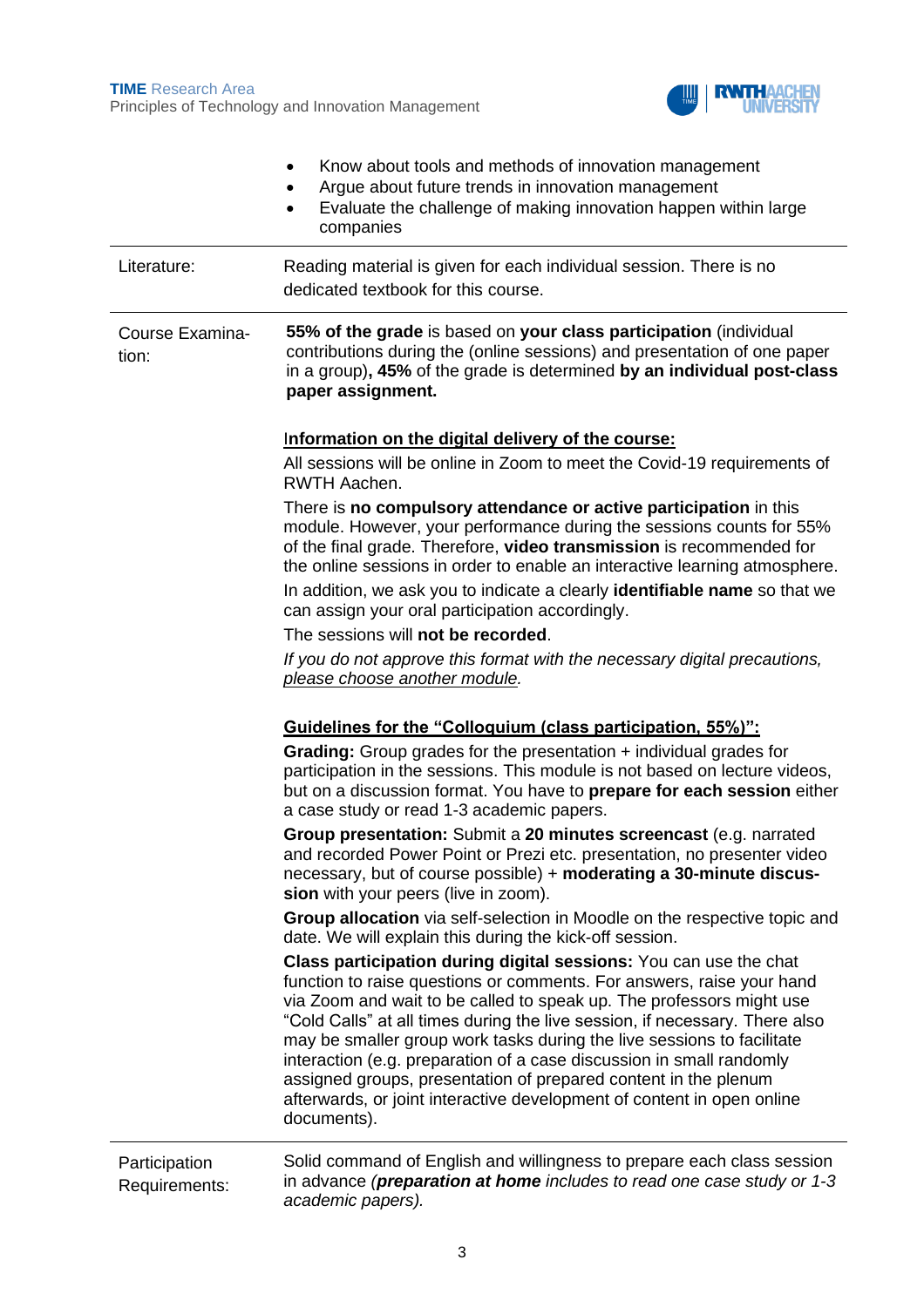| | |
|---|---|
| | • Know about tools and methods of innovation management<br>• Argue about future trends in innovation management<br>• Evaluate the challenge of making innovation happen within large companies |
| Literature: | Reading material is given for each individual session. There is no dedicated textbook for this course. |
| Course Examination: | **55% of the grade** is based on **your class participation** (individual contributions during the (online sessions) and presentation of one paper in a group)**, 45%** of the grade is determined **by an individual post-class paper assignment.**<br><br>**Information on the digital delivery of the course:**<br>All sessions will be online in Zoom to meet the Covid-19 requirements of RWTH Aachen.<br>There is **no compulsory attendance or active participation** in this module. However, your performance during the sessions counts for 55% of the final grade. Therefore, **video transmission** is recommended for the online sessions in order to enable an interactive learning atmosphere.<br>In addition, we ask you to indicate a clearly **identifiable name** so that we can assign your oral participation accordingly.<br>The sessions will **not be recorded**.<br>*If you do not approve this format with the necessary digital precautions, please choose another module.*<br><br>**Guidelines for the "Colloquium (class participation, 55%)":**<br>**Grading:** Group grades for the presentation + individual grades for participation in the sessions. This module is not based on lecture videos, but on a discussion format. You have to **prepare for each session** either a case study or read 1-3 academic papers.<br>**Group presentation:** Submit a **20 minutes screencast** (e.g. narrated and recorded Power Point or Prezi etc. presentation, no presenter video necessary, but of course possible) + **moderating a 30-minute discussion** with your peers (live in zoom).<br>**Group allocation** via self-selection in Moodle on the respective topic and date. We will explain this during the kick-off session.<br>**Class participation during digital sessions:** You can use the chat function to raise questions or comments. For answers, raise your hand via Zoom and wait to be called to speak up. The professors might use "Cold Calls" at all times during the live session, if necessary. There also may be smaller group work tasks during the live sessions to facilitate interaction (e.g. preparation of a case discussion in small randomly assigned groups, presentation of prepared content in the plenum afterwards, or joint interactive development of content in open online documents). |
| Participation Requirements: | Solid command of English and willingness to prepare each class session in advance *(**preparation at home** includes to read one case study or 1-3 academic papers).* |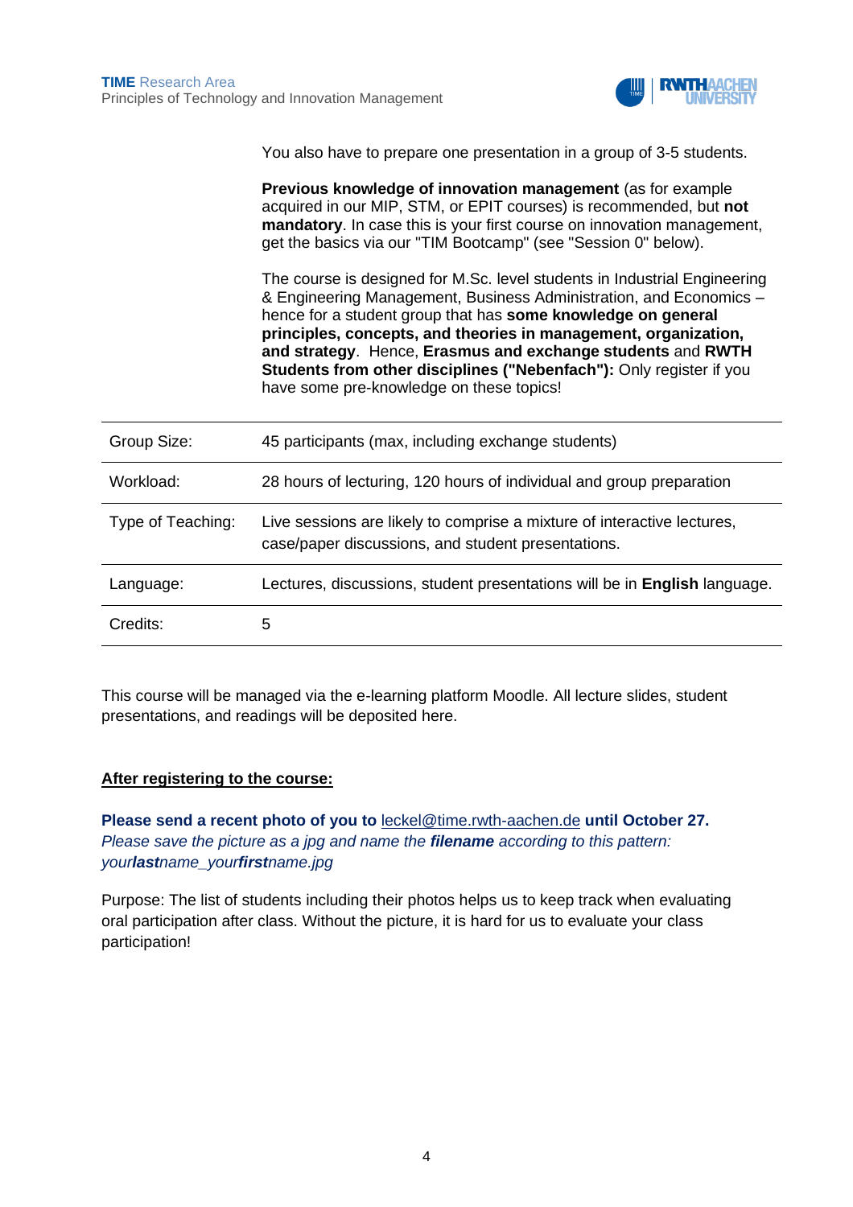| | |
|---|---|
| | You also have to prepare one presentation in a group of 3-5 students.<br><br>**Previous knowledge of innovation management** (as for example acquired in our MIP, STM, or EPIT courses) is recommended, but **not mandatory**. In case this is your first course on innovation management, get the basics via our "TIM Bootcamp" (see "Session 0" below).<br><br>The course is designed for M.Sc. level students in Industrial Engineering & Engineering Management, Business Administration, and Economics – hence for a student group that has **some knowledge on general principles, concepts, and theories in management, organization, and strategy**. Hence, **Erasmus and exchange students** and **RWTH Students from other disciplines ("Nebenfach"):** Only register if you have some pre-knowledge on these topics! |
| Group Size: | 45 participants (max, including exchange students) |
| Workload: | 28 hours of lecturing, 120 hours of individual and group preparation |
| Type of Teaching: | Live sessions are likely to comprise a mixture of interactive lectures, case/paper discussions, and student presentations. |
| Language: | Lectures, discussions, student presentations will be in **English** language. |
| Credits: | 5 |

This course will be managed via the e-learning platform Moodle. All lecture slides, student presentations, and readings will be deposited here.

**After registering to the course:**

**Please send a recent photo of you to** leckel@time.rwth-aachen.de **until October 27.**
*Please save the picture as a jpg and name the **filename** according to this pattern: your**last**name_your**first**name.jpg*

Purpose: The list of students including their photos helps us to keep track when evaluating oral participation after class. Without the picture, it is hard for us to evaluate your class participation!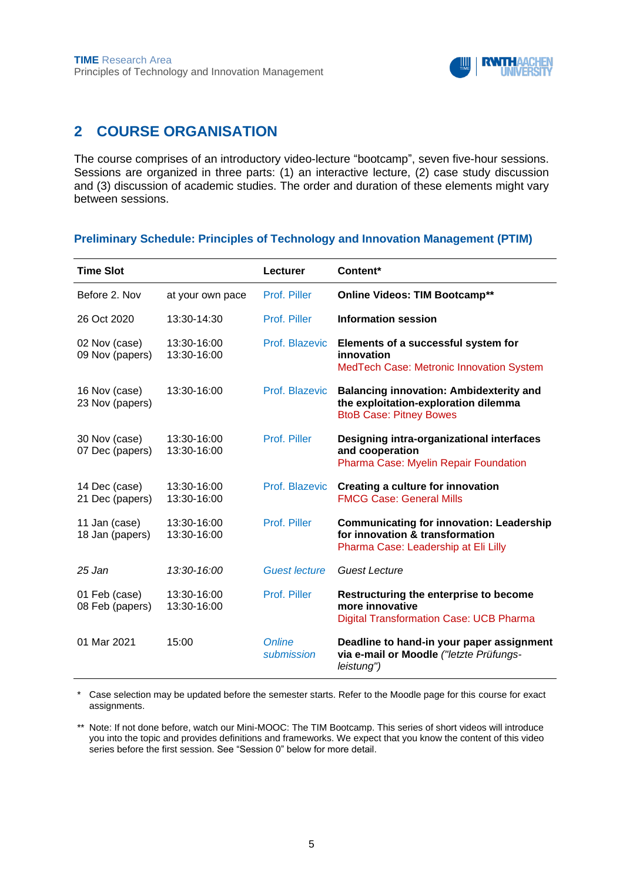## 2 COURSE ORGANISATION

The course comprises of an introductory video-lecture "bootcamp", seven five-hour sessions. Sessions are organized in three parts: (1) an interactive lecture, (2) case study discussion and (3) discussion of academic studies. The order and duration of these elements might vary between sessions.

### Preliminary Schedule: Principles of Technology and Innovation Management (PTIM)

| Time Slot | | Lecturer | Content* |
|---|---|---|---|
| Before 2. Nov | at your own pace | Prof. Piller | **Online Videos: TIM Bootcamp**** |
| 26 Oct 2020 | 13:30-14:30 | Prof. Piller | **Information session** |
| 02 Nov (case)<br>09 Nov (papers) | 13:30-16:00<br>13:30-16:00 | Prof. Blazevic | **Elements of a successful system for innovation**<br>MedTech Case: Metronic Innovation System |
| 16 Nov (case)<br>23 Nov (papers) | 13:30-16:00 | Prof. Blazevic | **Balancing innovation: Ambidexterity and the exploitation-exploration dilemma**<br>BtoB Case: Pitney Bowes |
| 30 Nov (case)<br>07 Dec (papers) | 13:30-16:00<br>13:30-16:00 | Prof. Piller | **Designing intra-organizational interfaces and cooperation**<br>Pharma Case: Myelin Repair Foundation |
| 14 Dec (case)<br>21 Dec (papers) | 13:30-16:00<br>13:30-16:00 | Prof. Blazevic | **Creating a culture for innovation**<br>FMCG Case: General Mills |
| 11 Jan (case)<br>18 Jan (papers) | 13:30-16:00<br>13:30-16:00 | Prof. Piller | **Communicating for innovation: Leadership for innovation & transformation**<br>Pharma Case: Leadership at Eli Lilly |
| *25 Jan* | *13:30-16:00* | *Guest lecture* | *Guest Lecture* |
| 01 Feb (case)<br>08 Feb (papers) | 13:30-16:00<br>13:30-16:00 | Prof. Piller | **Restructuring the enterprise to become more innovative**<br>Digital Transformation Case: UCB Pharma |
| 01 Mar 2021 | 15:00 | *Online submission* | **Deadline to hand-in your paper assignment via e-mail or Moodle** *("letzte Prüfungs-leistung")* |

\* Case selection may be updated before the semester starts. Refer to the Moodle page for this course for exact assignments.

** Note: If not done before, watch our Mini-MOOC: The TIM Bootcamp. This series of short videos will introduce you into the topic and provides definitions and frameworks. We expect that you know the content of this video series before the first session. See "Session 0" below for more detail.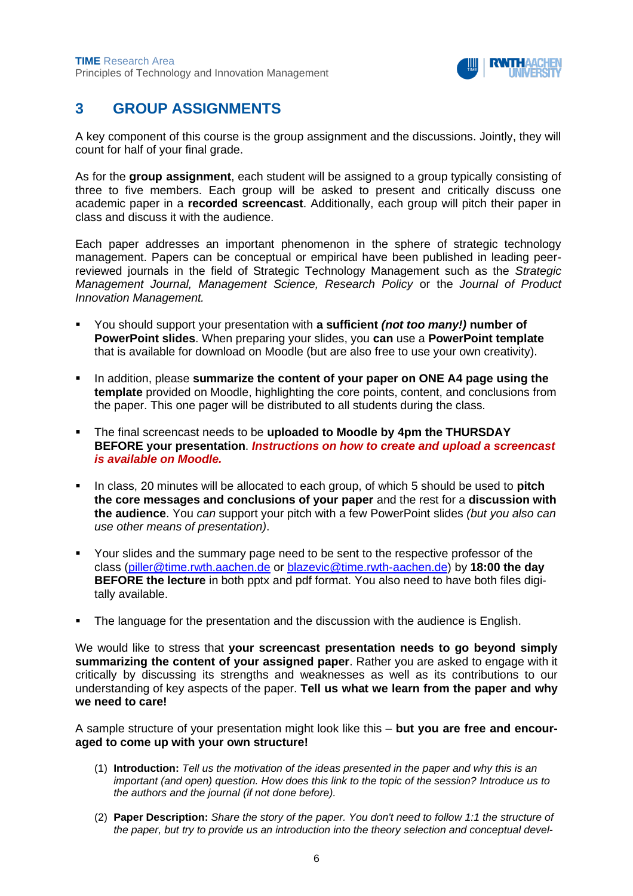# 3 GROUP ASSIGNMENTS

A key component of this course is the group assignment and the discussions. Jointly, they will count for half of your final grade.

As for the **group assignment**, each student will be assigned to a group typically consisting of three to five members. Each group will be asked to present and critically discuss one academic paper in a **recorded screencast**. Additionally, each group will pitch their paper in class and discuss it with the audience.

Each paper addresses an important phenomenon in the sphere of strategic technology management. Papers can be conceptual or empirical have been published in leading peer-reviewed journals in the field of Strategic Technology Management such as the *Strategic Management Journal, Management Science, Research Policy* or the *Journal of Product Innovation Management.*

- You should support your presentation with **a sufficient *(not too many!)* number of PowerPoint slides**. When preparing your slides, you **can** use a **PowerPoint template** that is available for download on Moodle (but are also free to use your own creativity).
- In addition, please **summarize the content of your paper on ONE A4 page using the template** provided on Moodle, highlighting the core points, content, and conclusions from the paper. This one pager will be distributed to all students during the class.
- The final screencast needs to be **uploaded to Moodle by 4pm the THURSDAY BEFORE your presentation**. ***Instructions on how to create and upload a screencast is available on Moodle.***
- In class, 20 minutes will be allocated to each group, of which 5 should be used to **pitch the core messages and conclusions of your paper** and the rest for a **discussion with the audience**. You *can* support your pitch with a few PowerPoint slides *(but you also can use other means of presentation)*.
- Your slides and the summary page need to be sent to the respective professor of the class (piller@time.rwth.aachen.de or blazevic@time.rwth-aachen.de) by **18:00 the day BEFORE the lecture** in both pptx and pdf format. You also need to have both files digitally available.
- The language for the presentation and the discussion with the audience is English.

We would like to stress that **your screencast presentation needs to go beyond simply summarizing the content of your assigned paper**. Rather you are asked to engage with it critically by discussing its strengths and weaknesses as well as its contributions to our understanding of key aspects of the paper. **Tell us what we learn from the paper and why we need to care!**

A sample structure of your presentation might look like this – **but you are free and encouraged to come up with your own structure!**

(1) **Introduction:** *Tell us the motivation of the ideas presented in the paper and why this is an important (and open) question. How does this link to the topic of the session? Introduce us to the authors and the journal (if not done before).*

(2) **Paper Description:** *Share the story of the paper. You don't need to follow 1:1 the structure of the paper, but try to provide us an introduction into the theory selection and conceptual devel-*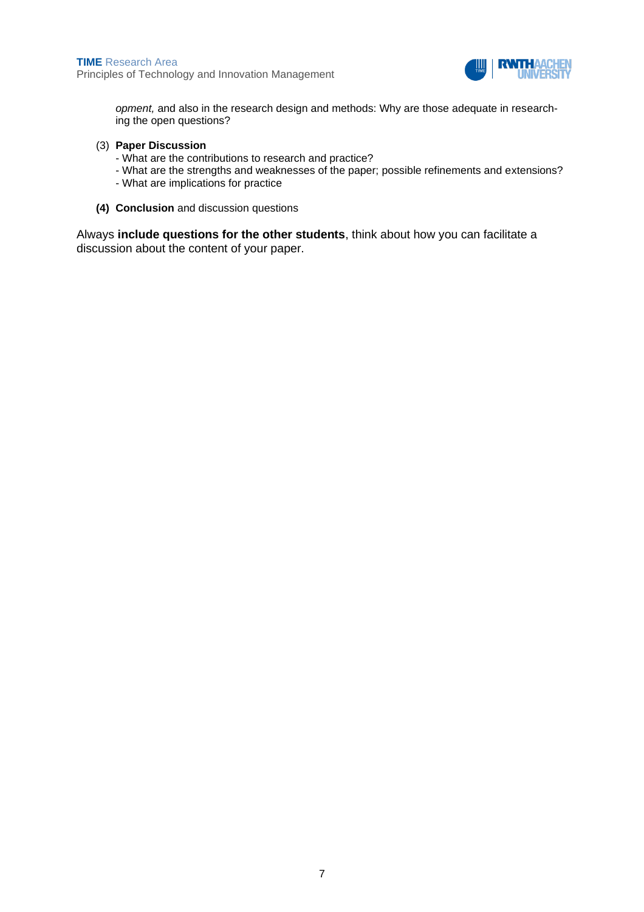*opment,* and also in the research design and methods: Why are those adequate in researching the open questions?

(3) **Paper Discussion**
- What are the contributions to research and practice?
- What are the strengths and weaknesses of the paper; possible refinements and extensions?
- What are implications for practice

**(4) Conclusion** and discussion questions

Always **include questions for the other students**, think about how you can facilitate a discussion about the content of your paper.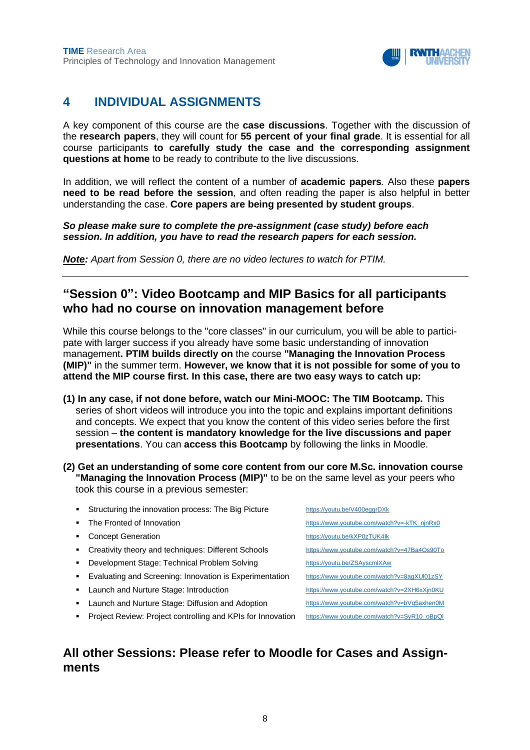# 4 INDIVIDUAL ASSIGNMENTS

A key component of this course are the **case discussions**. Together with the discussion of the **research papers**, they will count for **55 percent of your final grade**. It is essential for all course participants **to carefully study the case and the corresponding assignment questions at home** to be ready to contribute to the live discussions.

In addition, we will reflect the content of a number of **academic papers**. Also these **papers need to be read before the session**, and often reading the paper is also helpful in better understanding the case. **Core papers are being presented by student groups**.

***So please make sure to complete the pre-assignment (case study) before each session. In addition, you have to read the research papers for each session.***

***Note:*** *Apart from Session 0, there are no video lectures to watch for PTIM.*

---

## "Session 0": Video Bootcamp and MIP Basics for all participants who had no course on innovation management before

While this course belongs to the "core classes" in our curriculum, you will be able to participate with larger success if you already have some basic understanding of innovation management**. PTIM builds directly on** the course **"Managing the Innovation Process (MIP)"** in the summer term. **However, we know that it is not possible for some of you to attend the MIP course first. In this case, there are two easy ways to catch up:**

**(1) In any case, if not done before, watch our Mini-MOOC: The TIM Bootcamp.** This series of short videos will introduce you into the topic and explains important definitions and concepts. We expect that you know the content of this video series before the first session – **the content is mandatory knowledge for the live discussions and paper presentations**. You can **access this Bootcamp** by following the links in Moodle.

**(2) Get an understanding of some core content from our core M.Sc. innovation course "Managing the Innovation Process (MIP)"** to be on the same level as your peers who took this course in a previous semester:

- Structuring the innovation process: The Big Picture — https://youtu.be/V400eggrDXk
- The Fronted of Innovation — https://www.youtube.com/watch?v=-kTK_njnRx0
- Concept Generation — https://youtu.be/kXP0zTUK4lk
- Creativity theory and techniques: Different Schools — https://www.youtube.com/watch?v=47Ba4Os90To
- Development Stage: Technical Problem Solving — https://youtu.be/ZSAyscmlXAw
- Evaluating and Screening: Innovation is Experimentation — https://www.youtube.com/watch?v=8agXUl01zSY
- Launch and Nurture Stage: Introduction — https://www.youtube.com/watch?v=2XH6xXjn0KU
- Launch and Nurture Stage: Diffusion and Adoption — https://www.youtube.com/watch?v=bVq5axhen0M
- Project Review: Project controlling and KPIs for Innovation — https://www.youtube.com/watch?v=SyR10_oBpQI

## All other Sessions: Please refer to Moodle for Cases and Assignments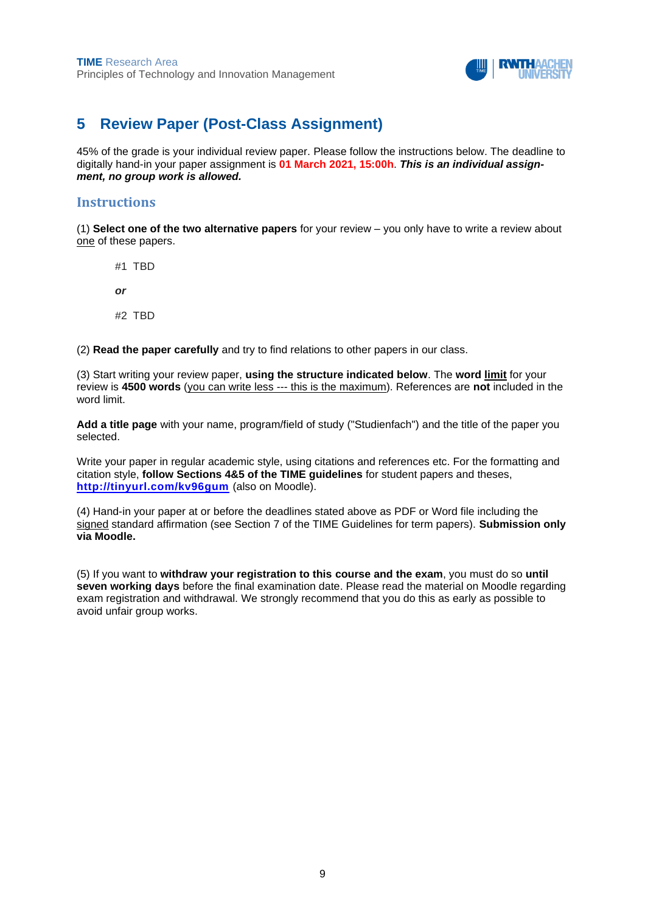# 5 Review Paper (Post-Class Assignment)

45% of the grade is your individual review paper. Please follow the instructions below. The deadline to digitally hand-in your paper assignment is **01 March 2021, 15:00h**. ***This is an individual assignment, no group work is allowed.***

## Instructions

(1) **Select one of the two alternative papers** for your review – you only have to write a review about one of these papers.

#1 TBD

***or***

#2 TBD

(2) **Read the paper carefully** and try to find relations to other papers in our class.

(3) Start writing your review paper, **using the structure indicated below**. The **word limit** for your review is **4500 words** (you can write less --- this is the maximum). References are **not** included in the word limit.

**Add a title page** with your name, program/field of study ("Studienfach") and the title of the paper you selected.

Write your paper in regular academic style, using citations and references etc. For the formatting and citation style, **follow Sections 4&5 of the TIME guidelines** for student papers and theses, **http://tinyurl.com/kv96gum** (also on Moodle).

(4) Hand-in your paper at or before the deadlines stated above as PDF or Word file including the signed standard affirmation (see Section 7 of the TIME Guidelines for term papers). **Submission only via Moodle.**

(5) If you want to **withdraw your registration to this course and the exam**, you must do so **until seven working days** before the final examination date. Please read the material on Moodle regarding exam registration and withdrawal. We strongly recommend that you do this as early as possible to avoid unfair group works.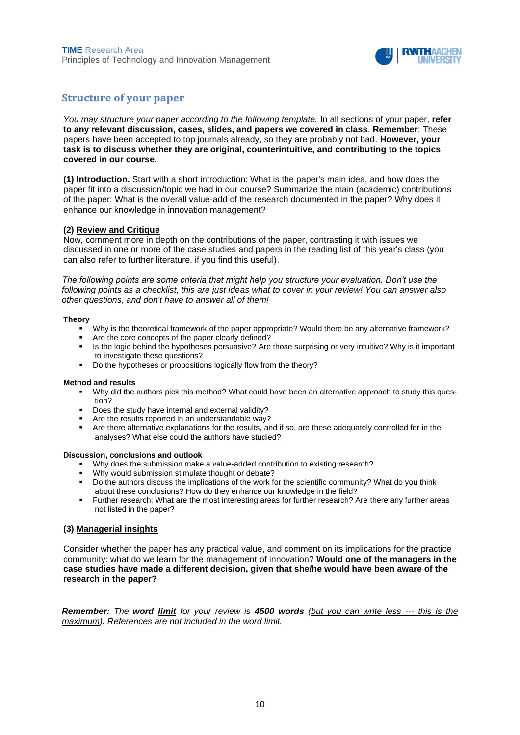## Structure of your paper

*You may structure your paper according to the following template.* In all sections of your paper, **refer to any relevant discussion, cases, slides, and papers we covered in class**. **Remember**: These papers have been accepted to top journals already, so they are probably not bad. **However, your task is to discuss whether they are original, counterintuitive, and contributing to the topics covered in our course.**

**(1) Introduction.** Start with a short introduction: What is the paper's main idea, and how does the paper fit into a discussion/topic we had in our course? Summarize the main (academic) contributions of the paper: What is the overall value-add of the research documented in the paper? Why does it enhance our knowledge in innovation management?

**(2) Review and Critique**

Now, comment more in depth on the contributions of the paper, contrasting it with issues we discussed in one or more of the case studies and papers in the reading list of this year's class (you can also refer to further literature, if you find this useful).

*The following points are some criteria that might help you structure your evaluation. Don't use the following points as a checklist, this are just ideas what to cover in your review! You can answer also other questions, and don't have to answer all of them!*

**Theory**

- Why is the theoretical framework of the paper appropriate? Would there be any alternative framework?
- Are the core concepts of the paper clearly defined?
- Is the logic behind the hypotheses persuasive? Are those surprising or very intuitive? Why is it important to investigate these questions?
- Do the hypotheses or propositions logically flow from the theory?

**Method and results**

- Why did the authors pick this method? What could have been an alternative approach to study this question?
- Does the study have internal and external validity?
- Are the results reported in an understandable way?
- Are there alternative explanations for the results, and if so, are these adequately controlled for in the analyses? What else could the authors have studied?

**Discussion, conclusions and outlook**

- Why does the submission make a value-added contribution to existing research?
- Why would submission stimulate thought or debate?
- Do the authors discuss the implications of the work for the scientific community? What do you think about these conclusions? How do they enhance our knowledge in the field?
- Further research: What are the most interesting areas for further research? Are there any further areas not listed in the paper?

**(3) Managerial insights**

Consider whether the paper has any practical value, and comment on its implications for the practice community: what do we learn for the management of innovation? **Would one of the managers in the case studies have made a different decision, given that she/he would have been aware of the research in the paper?**

***Remember:*** *The **word limit** for your review is **4500 words** (but you can write less --- this is the maximum). References are not included in the word limit.*